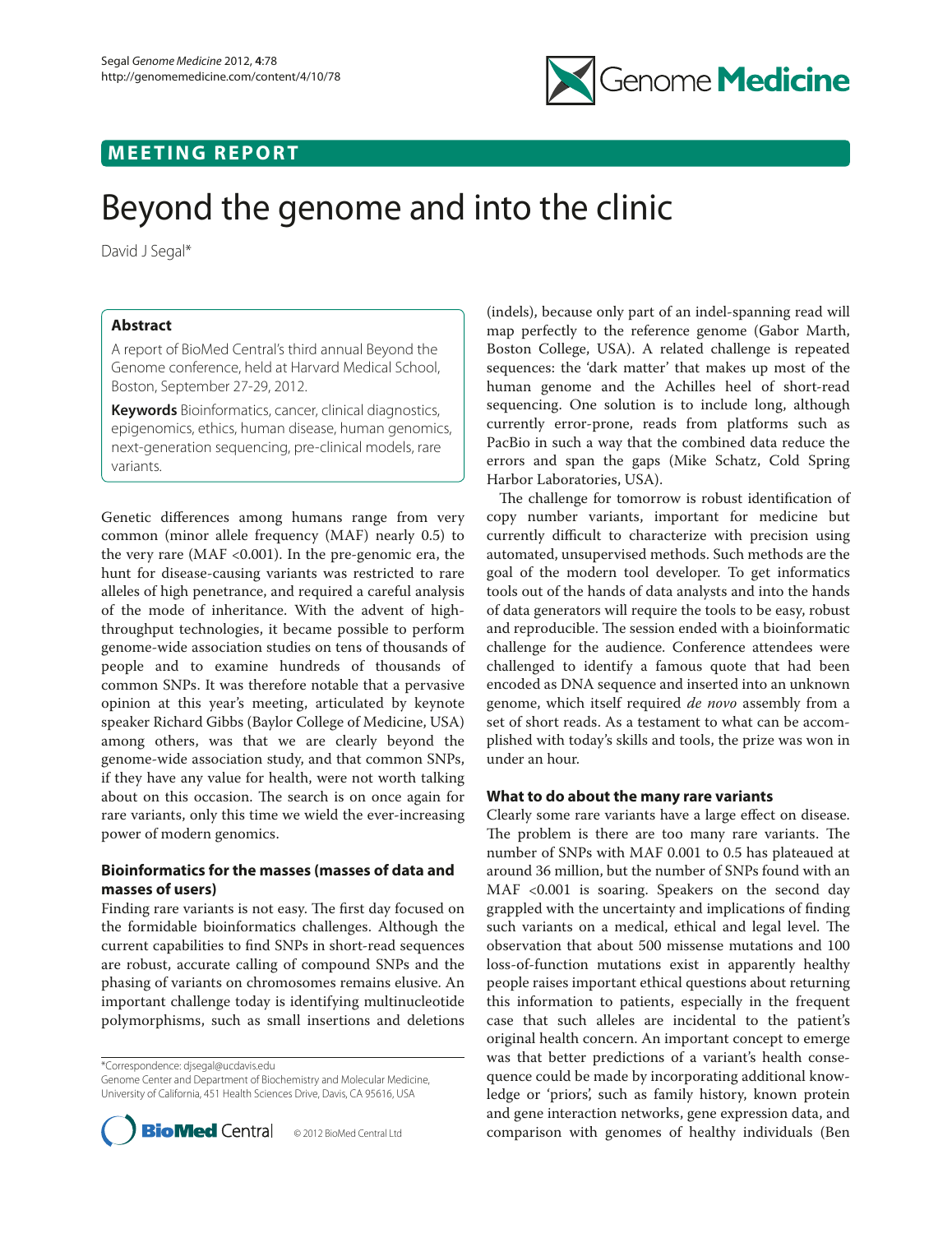MEETING REPORT

# Beyond the genome and into the clinic

David J Segal*

## Abstract

A report of BioMed Central's third annual Beyond the Genome conference, held at Harvard Medical School, Boston, September 27-29, 2012.

**Keywords** Bioinformatics, cancer, clinical diagnostics, epigenomics, ethics, human disease, human genomics, next-generation sequencing, pre-clinical models, rare variants.

Genetic differences among humans range from very common (minor allele frequency (MAF) nearly 0.5) to the very rare (MAF <0.001). In the pre-genomic era, the hunt for disease-causing variants was restricted to rare alleles of high penetrance, and required a careful analysis of the mode of inheritance. With the advent of high-throughput technologies, it became possible to perform genome-wide association studies on tens of thousands of people and to examine hundreds of thousands of common SNPs. It was therefore notable that a pervasive opinion at this year's meeting, articulated by keynote speaker Richard Gibbs (Baylor College of Medicine, USA) among others, was that we are clearly beyond the genome-wide association study, and that common SNPs, if they have any value for health, were not worth talking about on this occasion. The search is on once again for rare variants, only this time we wield the ever-increasing power of modern genomics.

### Bioinformatics for the masses (masses of data and masses of users)

Finding rare variants is not easy. The first day focused on the formidable bioinformatics challenges. Although the current capabilities to find SNPs in short-read sequences are robust, accurate calling of compound SNPs and the phasing of variants on chromosomes remains elusive. An important challenge today is identifying multinucleotide polymorphisms, such as small insertions and deletions (indels), because only part of an indel-spanning read will map perfectly to the reference genome (Gabor Marth, Boston College, USA). A related challenge is repeated sequences: the 'dark matter' that makes up most of the human genome and the Achilles heel of short-read sequencing. One solution is to include long, although currently error-prone, reads from platforms such as PacBio in such a way that the combined data reduce the errors and span the gaps (Mike Schatz, Cold Spring Harbor Laboratories, USA).

The challenge for tomorrow is robust identification of copy number variants, important for medicine but currently difficult to characterize with precision using automated, unsupervised methods. Such methods are the goal of the modern tool developer. To get informatics tools out of the hands of data analysts and into the hands of data generators will require the tools to be easy, robust and reproducible. The session ended with a bioinformatic challenge for the audience. Conference attendees were challenged to identify a famous quote that had been encoded as DNA sequence and inserted into an unknown genome, which itself required *de novo* assembly from a set of short reads. As a testament to what can be accomplished with today's skills and tools, the prize was won in under an hour.

### What to do about the many rare variants

Clearly some rare variants have a large effect on disease. The problem is there are too many rare variants. The number of SNPs with MAF 0.001 to 0.5 has plateaued at around 36 million, but the number of SNPs found with an MAF <0.001 is soaring. Speakers on the second day grappled with the uncertainty and implications of finding such variants on a medical, ethical and legal level. The observation that about 500 missense mutations and 100 loss-of-function mutations exist in apparently healthy people raises important ethical questions about returning this information to patients, especially in the frequent case that such alleles are incidental to the patient's original health concern. An important concept to emerge was that better predictions of a variant's health consequence could be made by incorporating additional knowledge or 'priors', such as family history, known protein and gene interaction networks, gene expression data, and comparison with genomes of healthy individuals (Ben

*Correspondence: djsegal@ucdavis.edu
Genome Center and Department of Biochemistry and Molecular Medicine, University of California, 451 Health Sciences Drive, Davis, CA 95616, USA

© 2012 BioMed Central Ltd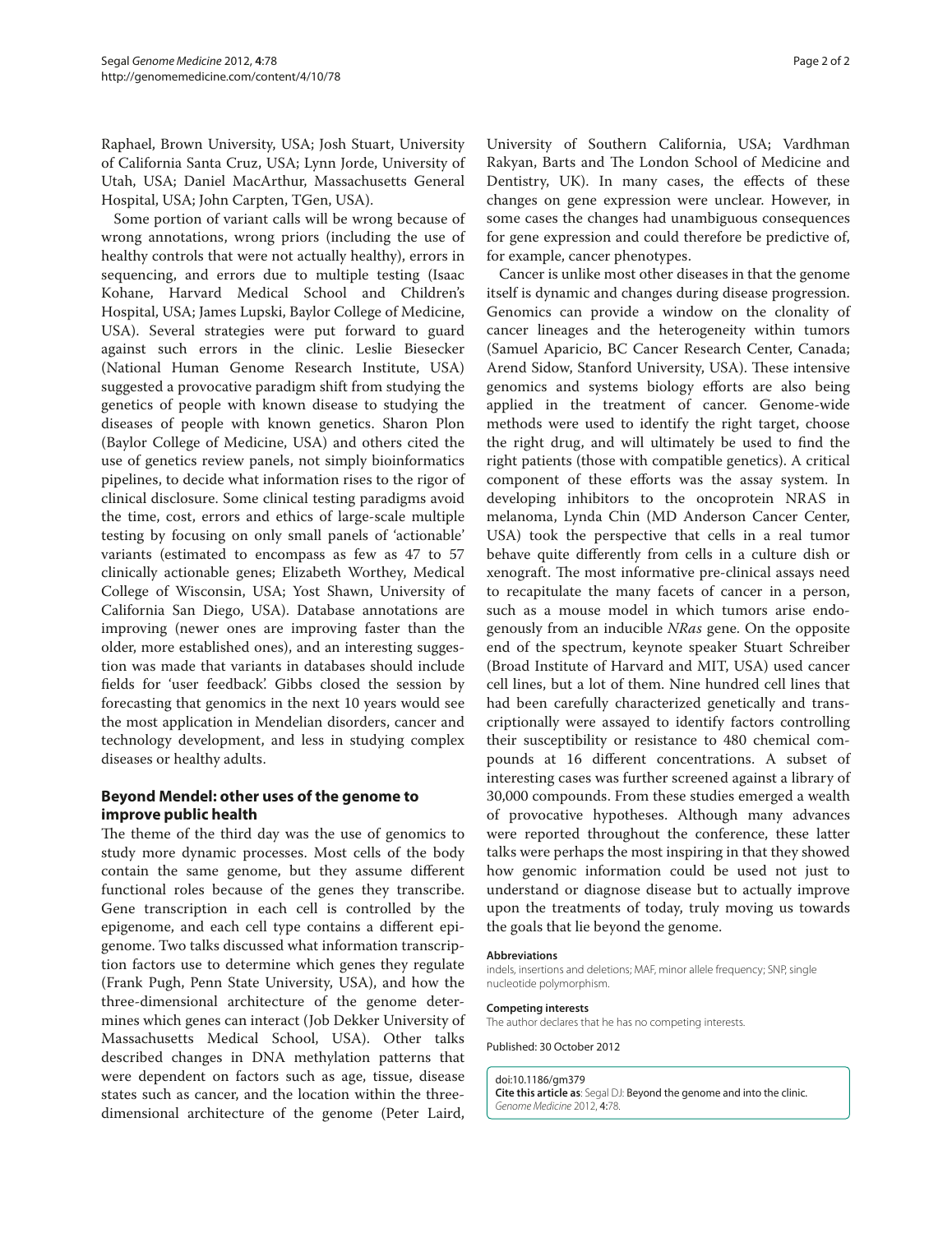Raphael, Brown University, USA; Josh Stuart, University of California Santa Cruz, USA; Lynn Jorde, University of Utah, USA; Daniel MacArthur, Massachusetts General Hospital, USA; John Carpten, TGen, USA).

Some portion of variant calls will be wrong because of wrong annotations, wrong priors (including the use of healthy controls that were not actually healthy), errors in sequencing, and errors due to multiple testing (Isaac Kohane, Harvard Medical School and Children's Hospital, USA; James Lupski, Baylor College of Medicine, USA). Several strategies were put forward to guard against such errors in the clinic. Leslie Biesecker (National Human Genome Research Institute, USA) suggested a provocative paradigm shift from studying the genetics of people with known disease to studying the diseases of people with known genetics. Sharon Plon (Baylor College of Medicine, USA) and others cited the use of genetics review panels, not simply bioinformatics pipelines, to decide what information rises to the rigor of clinical disclosure. Some clinical testing paradigms avoid the time, cost, errors and ethics of large-scale multiple testing by focusing on only small panels of 'actionable' variants (estimated to encompass as few as 47 to 57 clinically actionable genes; Elizabeth Worthey, Medical College of Wisconsin, USA; Yost Shawn, University of California San Diego, USA). Database annotations are improving (newer ones are improving faster than the older, more established ones), and an interesting suggestion was made that variants in databases should include fields for 'user feedback'. Gibbs closed the session by forecasting that genomics in the next 10 years would see the most application in Mendelian disorders, cancer and technology development, and less in studying complex diseases or healthy adults.

## Beyond Mendel: other uses of the genome to improve public health

The theme of the third day was the use of genomics to study more dynamic processes. Most cells of the body contain the same genome, but they assume different functional roles because of the genes they transcribe. Gene transcription in each cell is controlled by the epigenome, and each cell type contains a different epigenome. Two talks discussed what information transcription factors use to determine which genes they regulate (Frank Pugh, Penn State University, USA), and how the three-dimensional architecture of the genome determines which genes can interact (Job Dekker University of Massachusetts Medical School, USA). Other talks described changes in DNA methylation patterns that were dependent on factors such as age, tissue, disease states such as cancer, and the location within the three-dimensional architecture of the genome (Peter Laird, University of Southern California, USA; Vardhman Rakyan, Barts and The London School of Medicine and Dentistry, UK). In many cases, the effects of these changes on gene expression were unclear. However, in some cases the changes had unambiguous consequences for gene expression and could therefore be predictive of, for example, cancer phenotypes.

Cancer is unlike most other diseases in that the genome itself is dynamic and changes during disease progression. Genomics can provide a window on the clonality of cancer lineages and the heterogeneity within tumors (Samuel Aparicio, BC Cancer Research Center, Canada; Arend Sidow, Stanford University, USA). These intensive genomics and systems biology efforts are also being applied in the treatment of cancer. Genome-wide methods were used to identify the right target, choose the right drug, and will ultimately be used to find the right patients (those with compatible genetics). A critical component of these efforts was the assay system. In developing inhibitors to the oncoprotein NRAS in melanoma, Lynda Chin (MD Anderson Cancer Center, USA) took the perspective that cells in a real tumor behave quite differently from cells in a culture dish or xenograft. The most informative pre-clinical assays need to recapitulate the many facets of cancer in a person, such as a mouse model in which tumors arise endogenously from an inducible *NRas* gene. On the opposite end of the spectrum, keynote speaker Stuart Schreiber (Broad Institute of Harvard and MIT, USA) used cancer cell lines, but a lot of them. Nine hundred cell lines that had been carefully characterized genetically and transcriptionally were assayed to identify factors controlling their susceptibility or resistance to 480 chemical compounds at 16 different concentrations. A subset of interesting cases was further screened against a library of 30,000 compounds. From these studies emerged a wealth of provocative hypotheses. Although many advances were reported throughout the conference, these latter talks were perhaps the most inspiring in that they showed how genomic information could be used not just to understand or diagnose disease but to actually improve upon the treatments of today, truly moving us towards the goals that lie beyond the genome.

#### Abbreviations

indels, insertions and deletions; MAF, minor allele frequency; SNP, single nucleotide polymorphism.

#### Competing interests

The author declares that he has no competing interests.

Published: 30 October 2012

doi:10.1186/gm379
**Cite this article as**: Segal DJ: Beyond the genome and into the clinic. *Genome Medicine* 2012, **4**:78.